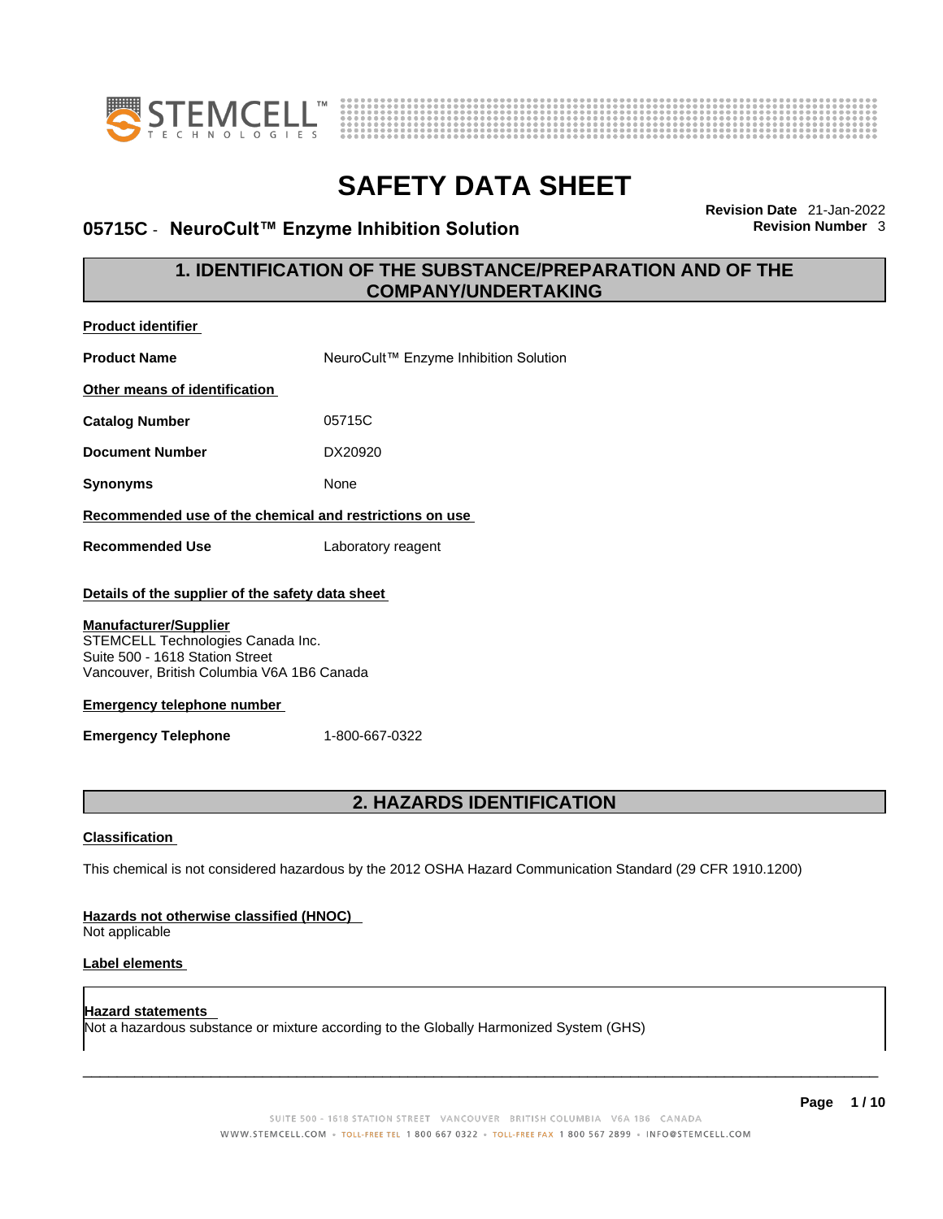# SAFETY DATA SHEET

## 05715C - NeuroCult™ Enzyme Inhibition Solution

**Revision Date** 21-Jan-2022
**Revision Number** 3

## 1. IDENTIFICATION OF THE SUBSTANCE/PREPARATION AND OF THE COMPANY/UNDERTAKING

**Product identifier**

**Product Name** NeuroCult™ Enzyme Inhibition Solution

**Other means of identification**

**Catalog Number** 05715C

**Document Number** DX20920

**Synonyms** None

**Recommended use of the chemical and restrictions on use**

**Recommended Use** Laboratory reagent

**Details of the supplier of the safety data sheet**

**Manufacturer/Supplier**
STEMCELL Technologies Canada Inc.
Suite 500 - 1618 Station Street
Vancouver, British Columbia V6A 1B6 Canada

**Emergency telephone number**

**Emergency Telephone** 1-800-667-0322

## 2. HAZARDS IDENTIFICATION

**Classification**

This chemical is not considered hazardous by the 2012 OSHA Hazard Communication Standard (29 CFR 1910.1200)

**Hazards not otherwise classified (HNOC)**
Not applicable

**Label elements**

**Hazard statements**
Not a hazardous substance or mixture according to the Globally Harmonized System (GHS)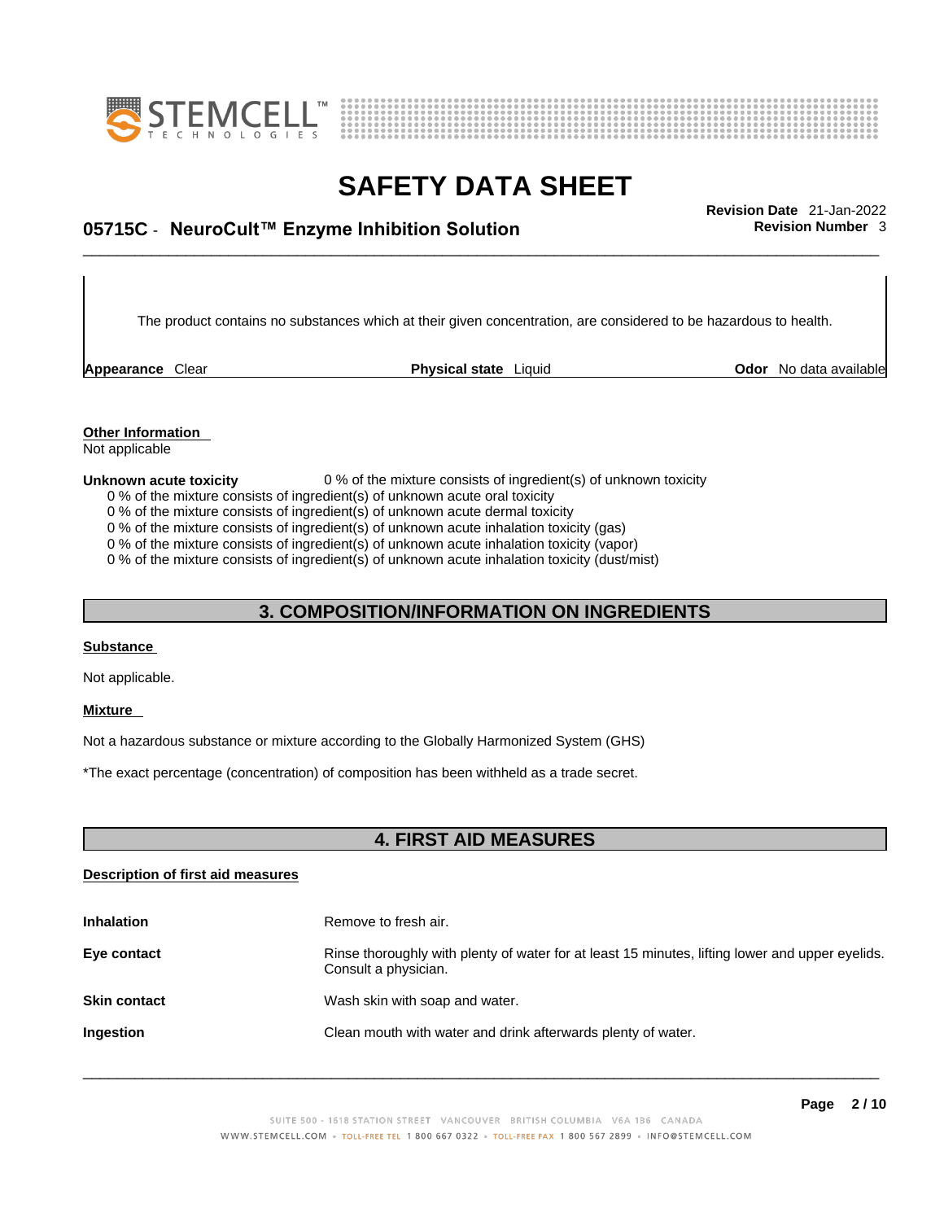The product contains no substances which at their given concentration, are considered to be hazardous to health.

| **Appearance** Clear | **Physical state** Liquid | **Odor** No data available |
|---|---|---|

**Other Information**
Not applicable

**Unknown acute toxicity** 0 % of the mixture consists of ingredient(s) of unknown toxicity

0 % of the mixture consists of ingredient(s) of unknown acute oral toxicity
0 % of the mixture consists of ingredient(s) of unknown acute dermal toxicity
0 % of the mixture consists of ingredient(s) of unknown acute inhalation toxicity (gas)
0 % of the mixture consists of ingredient(s) of unknown acute inhalation toxicity (vapor)
0 % of the mixture consists of ingredient(s) of unknown acute inhalation toxicity (dust/mist)

## 3. COMPOSITION/INFORMATION ON INGREDIENTS

**Substance**

Not applicable.

**Mixture**

Not a hazardous substance or mixture according to the Globally Harmonized System (GHS)

*The exact percentage (concentration) of composition has been withheld as a trade secret.

## 4. FIRST AID MEASURES

**Description of first aid measures**

| | |
|---|---|
| **Inhalation** | Remove to fresh air. |
| **Eye contact** | Rinse thoroughly with plenty of water for at least 15 minutes, lifting lower and upper eyelids. Consult a physician. |
| **Skin contact** | Wash skin with soap and water. |
| **Ingestion** | Clean mouth with water and drink afterwards plenty of water. |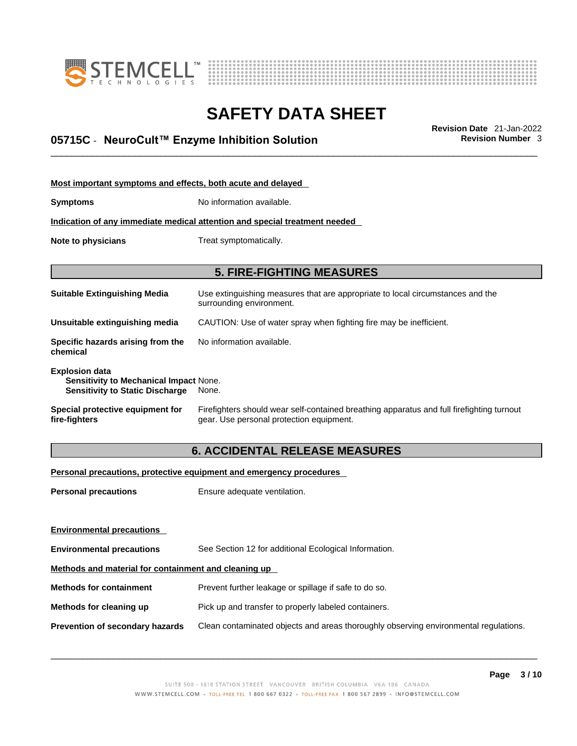**Most important symptoms and effects, both acute and delayed**

**Symptoms** No information available.

**Indication of any immediate medical attention and special treatment needed**

**Note to physicians** Treat symptomatically.

## 5. FIRE-FIGHTING MEASURES

**Suitable Extinguishing Media** Use extinguishing measures that are appropriate to local circumstances and the surrounding environment.

**Unsuitable extinguishing media** CAUTION: Use of water spray when fighting fire may be inefficient.

**Specific hazards arising from the chemical** No information available.

**Explosion data**
**Sensitivity to Mechanical Impact** None.
**Sensitivity to Static Discharge** None.

**Special protective equipment for fire-fighters** Firefighters should wear self-contained breathing apparatus and full firefighting turnout gear. Use personal protection equipment.

## 6. ACCIDENTAL RELEASE MEASURES

**Personal precautions, protective equipment and emergency procedures**

**Personal precautions** Ensure adequate ventilation.

**Environmental precautions**

**Environmental precautions** See Section 12 for additional Ecological Information.

**Methods and material for containment and cleaning up**

**Methods for containment** Prevent further leakage or spillage if safe to do so.

**Methods for cleaning up** Pick up and transfer to properly labeled containers.

**Prevention of secondary hazards** Clean contaminated objects and areas thoroughly observing environmental regulations.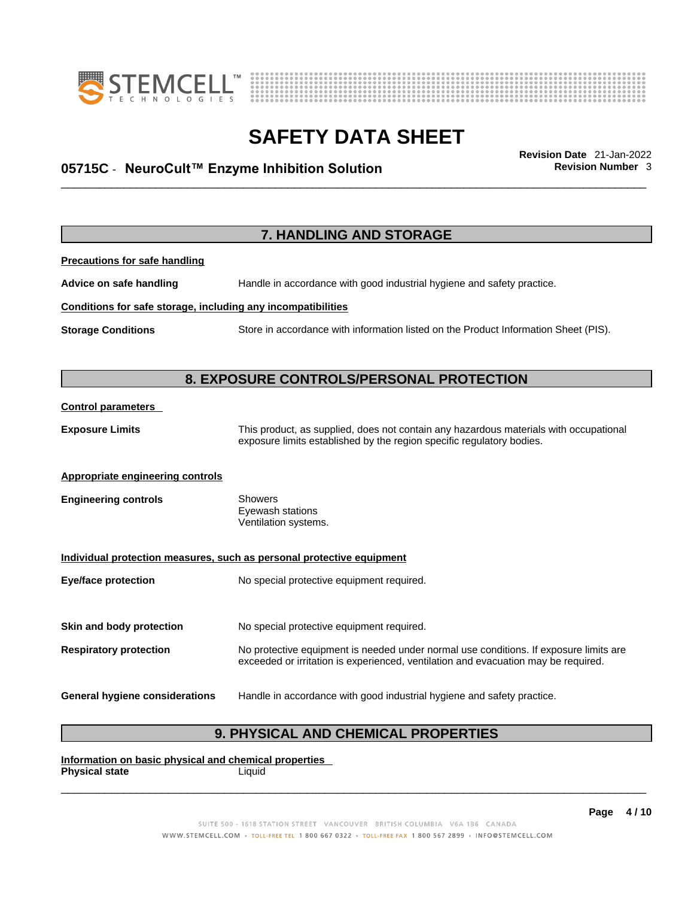## 7. HANDLING AND STORAGE

**Precautions for safe handling**

**Advice on safe handling** Handle in accordance with good industrial hygiene and safety practice.

**Conditions for safe storage, including any incompatibilities**

**Storage Conditions** Store in accordance with information listed on the Product Information Sheet (PIS).

## 8. EXPOSURE CONTROLS/PERSONAL PROTECTION

**Control parameters**

**Exposure Limits** This product, as supplied, does not contain any hazardous materials with occupational exposure limits established by the region specific regulatory bodies.

**Appropriate engineering controls**

**Engineering controls** Showers
Eyewash stations
Ventilation systems.

**Individual protection measures, such as personal protective equipment**

**Eye/face protection** No special protective equipment required.

**Skin and body protection** No special protective equipment required.

**Respiratory protection** No protective equipment is needed under normal use conditions. If exposure limits are exceeded or irritation is experienced, ventilation and evacuation may be required.

**General hygiene considerations** Handle in accordance with good industrial hygiene and safety practice.

## 9. PHYSICAL AND CHEMICAL PROPERTIES

**Information on basic physical and chemical properties**

**Physical state** Liquid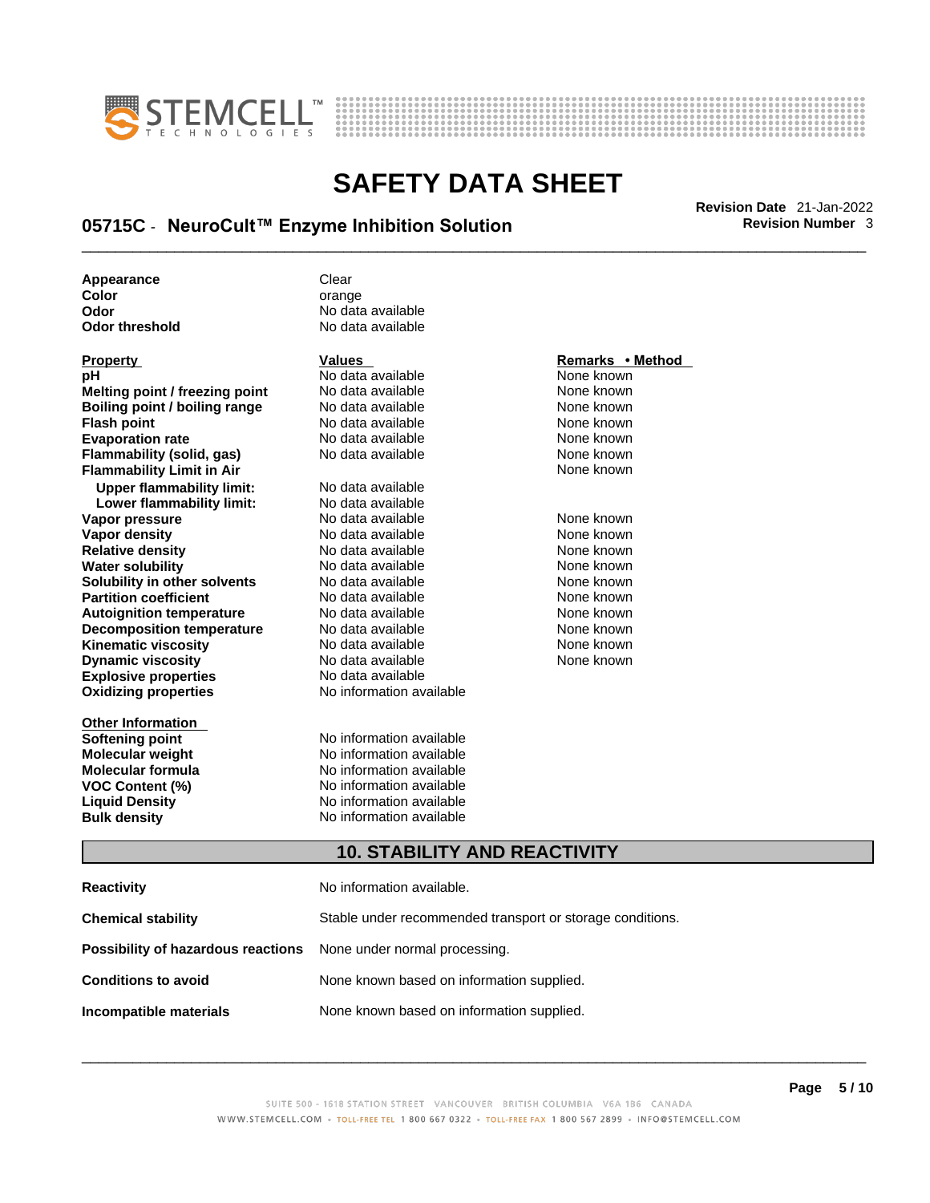| | |
|---|---|
| **Appearance** | Clear |
| **Color** | orange |
| **Odor** | No data available |
| **Odor threshold** | No data available |

| Property | Values | Remarks • Method |
|---|---|---|
| **pH** | No data available | None known |
| **Melting point / freezing point** | No data available | None known |
| **Boiling point / boiling range** | No data available | None known |
| **Flash point** | No data available | None known |
| **Evaporation rate** | No data available | None known |
| **Flammability (solid, gas)** | No data available | None known |
| **Flammability Limit in Air** | | None known |
| **Upper flammability limit:** | No data available | |
| **Lower flammability limit:** | No data available | |
| **Vapor pressure** | No data available | None known |
| **Vapor density** | No data available | None known |
| **Relative density** | No data available | None known |
| **Water solubility** | No data available | None known |
| **Solubility in other solvents** | No data available | None known |
| **Partition coefficient** | No data available | None known |
| **Autoignition temperature** | No data available | None known |
| **Decomposition temperature** | No data available | None known |
| **Kinematic viscosity** | No data available | None known |
| **Dynamic viscosity** | No data available | None known |
| **Explosive properties** | No data available | |
| **Oxidizing properties** | No information available | |

| Other Information | |
|---|---|
| **Softening point** | No information available |
| **Molecular weight** | No information available |
| **Molecular formula** | No information available |
| **VOC Content (%)** | No information available |
| **Liquid Density** | No information available |
| **Bulk density** | No information available |

## 10. STABILITY AND REACTIVITY

| | |
|---|---|
| **Reactivity** | No information available. |
| **Chemical stability** | Stable under recommended transport or storage conditions. |
| **Possibility of hazardous reactions** | None under normal processing. |
| **Conditions to avoid** | None known based on information supplied. |
| **Incompatible materials** | None known based on information supplied. |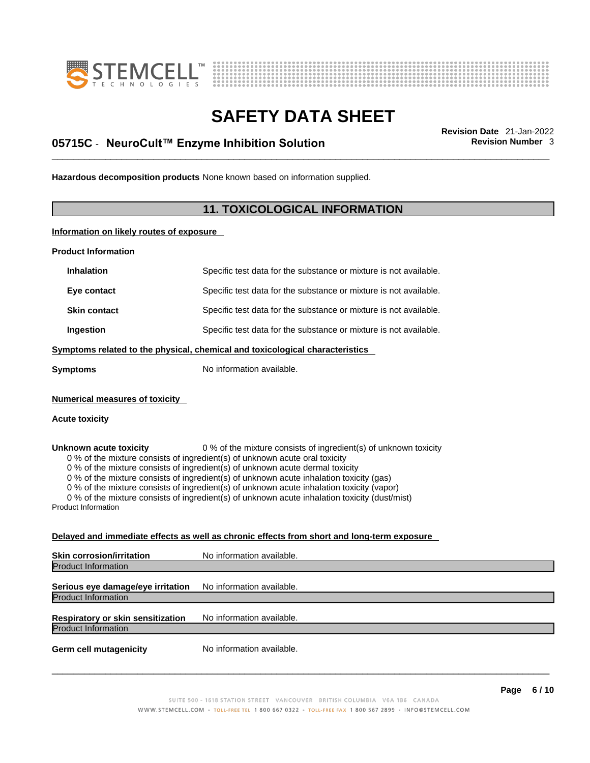**Hazardous decomposition products** None known based on information supplied.

## 11. TOXICOLOGICAL INFORMATION

**Information on likely routes of exposure**

**Product Information**

| | |
|---|---|
| **Inhalation** | Specific test data for the substance or mixture is not available. |
| **Eye contact** | Specific test data for the substance or mixture is not available. |
| **Skin contact** | Specific test data for the substance or mixture is not available. |
| **Ingestion** | Specific test data for the substance or mixture is not available. |

**Symptoms related to the physical, chemical and toxicological characteristics**

**Symptoms** No information available.

**Numerical measures of toxicity**

**Acute toxicity**

**Unknown acute toxicity** 0 % of the mixture consists of ingredient(s) of unknown toxicity

0 % of the mixture consists of ingredient(s) of unknown acute oral toxicity
0 % of the mixture consists of ingredient(s) of unknown acute dermal toxicity
0 % of the mixture consists of ingredient(s) of unknown acute inhalation toxicity (gas)
0 % of the mixture consists of ingredient(s) of unknown acute inhalation toxicity (vapor)
0 % of the mixture consists of ingredient(s) of unknown acute inhalation toxicity (dust/mist)

Product Information

**Delayed and immediate effects as well as chronic effects from short and long-term exposure**

**Skin corrosion/irritation** No information available.

Product Information

**Serious eye damage/eye irritation** No information available.

Product Information

**Respiratory or skin sensitization** No information available.

Product Information

**Germ cell mutagenicity** No information available.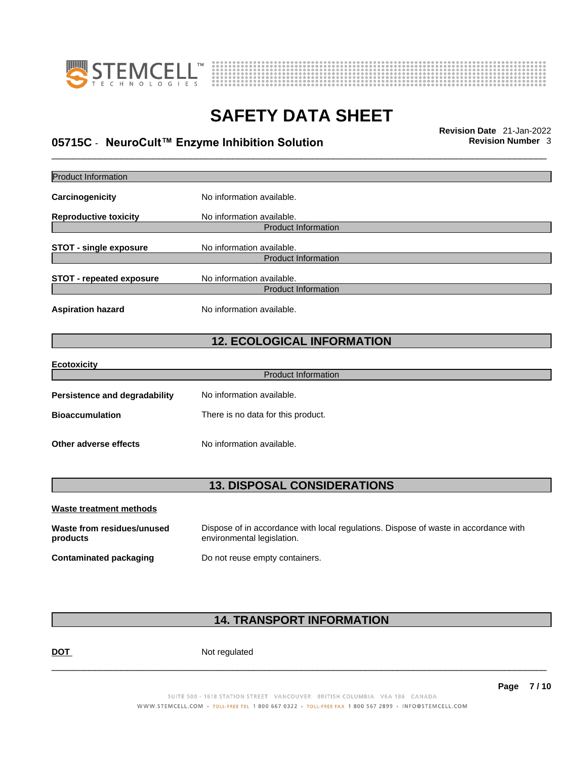Product Information

**Carcinogenicity** No information available.

**Reproductive toxicity** No information available.

Product Information

**STOT - single exposure** No information available.

Product Information

**STOT - repeated exposure** No information available.

Product Information

**Aspiration hazard** No information available.

## 12. ECOLOGICAL INFORMATION

**Ecotoxicity**

Product Information

**Persistence and degradability** No information available.

**Bioaccumulation** There is no data for this product.

**Other adverse effects** No information available.

## 13. DISPOSAL CONSIDERATIONS

**Waste treatment methods**

**Waste from residues/unused products** Dispose of in accordance with local regulations. Dispose of waste in accordance with environmental legislation.

**Contaminated packaging** Do not reuse empty containers.

## 14. TRANSPORT INFORMATION

**DOT** Not regulated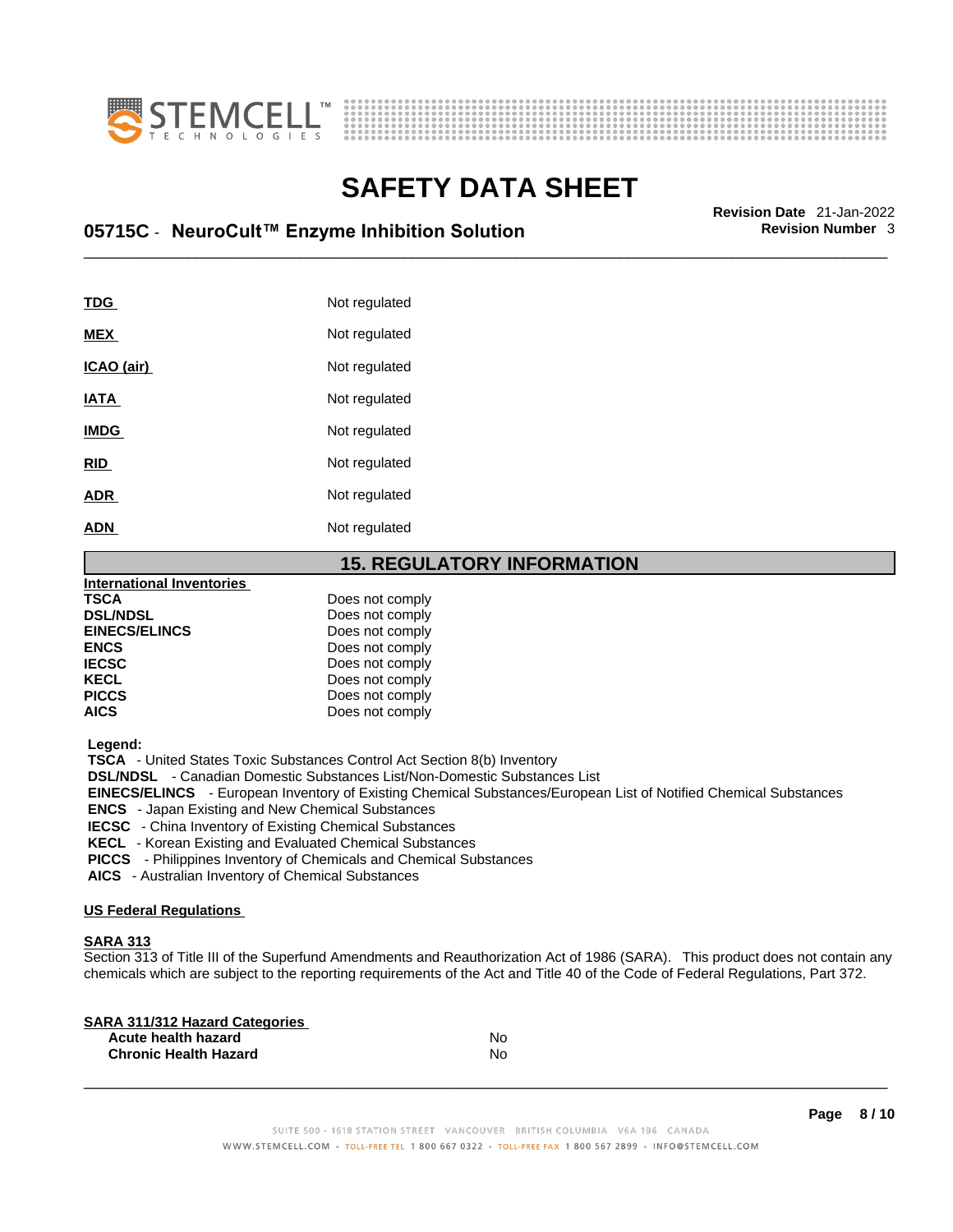| | |
|---|---|
| **TDG** | Not regulated |
| **MEX** | Not regulated |
| **ICAO (air)** | Not regulated |
| **IATA** | Not regulated |
| **IMDG** | Not regulated |
| **RID** | Not regulated |
| **ADR** | Not regulated |
| **ADN** | Not regulated |

## 15. REGULATORY INFORMATION

**International Inventories**

| | |
|---|---|
| **TSCA** | Does not comply |
| **DSL/NDSL** | Does not comply |
| **EINECS/ELINCS** | Does not comply |
| **ENCS** | Does not comply |
| **IECSC** | Does not comply |
| **KECL** | Does not comply |
| **PICCS** | Does not comply |
| **AICS** | Does not comply |

**Legend:**

**TSCA** - United States Toxic Substances Control Act Section 8(b) Inventory
**DSL/NDSL** - Canadian Domestic Substances List/Non-Domestic Substances List
**EINECS/ELINCS** - European Inventory of Existing Chemical Substances/European List of Notified Chemical Substances
**ENCS** - Japan Existing and New Chemical Substances
**IECSC** - China Inventory of Existing Chemical Substances
**KECL** - Korean Existing and Evaluated Chemical Substances
**PICCS** - Philippines Inventory of Chemicals and Chemical Substances
**AICS** - Australian Inventory of Chemical Substances

**US Federal Regulations**

**SARA 313**

Section 313 of Title III of the Superfund Amendments and Reauthorization Act of 1986 (SARA). This product does not contain any chemicals which are subject to the reporting requirements of the Act and Title 40 of the Code of Federal Regulations, Part 372.

**SARA 311/312 Hazard Categories**

| | |
|---|---|
| **Acute health hazard** | No |
| **Chronic Health Hazard** | No |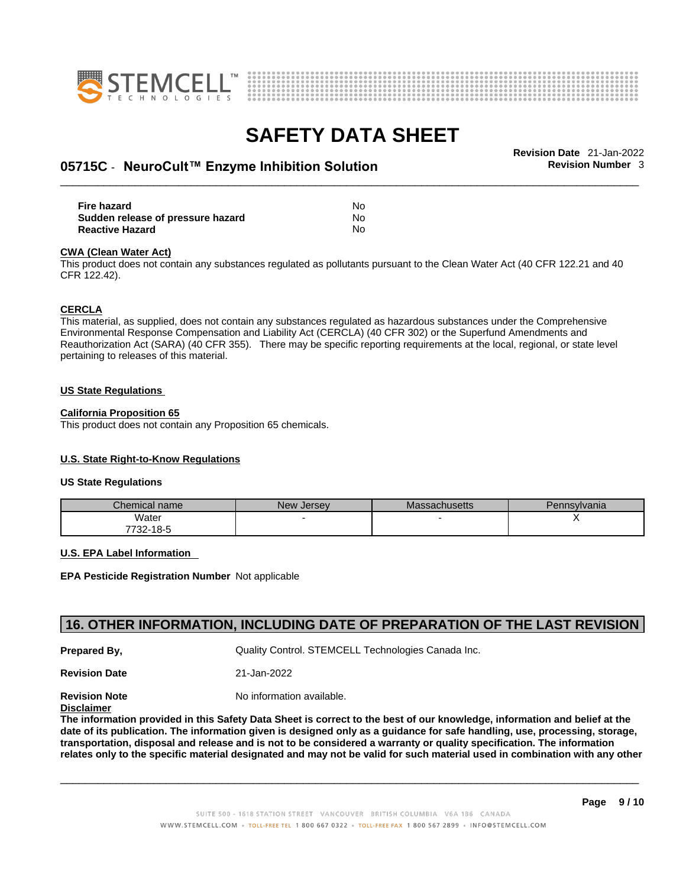| | |
|---|---|
| **Fire hazard** | No |
| **Sudden release of pressure hazard** | No |
| **Reactive Hazard** | No |

**CWA (Clean Water Act)**

This product does not contain any substances regulated as pollutants pursuant to the Clean Water Act (40 CFR 122.21 and 40 CFR 122.42).

**CERCLA**

This material, as supplied, does not contain any substances regulated as hazardous substances under the Comprehensive Environmental Response Compensation and Liability Act (CERCLA) (40 CFR 302) or the Superfund Amendments and Reauthorization Act (SARA) (40 CFR 355). There may be specific reporting requirements at the local, regional, or state level pertaining to releases of this material.

**US State Regulations**

**California Proposition 65**

This product does not contain any Proposition 65 chemicals.

**U.S. State Right-to-Know Regulations**

**US State Regulations**

| Chemical name | New Jersey | Massachusetts | Pennsylvania |
|---|---|---|---|
| Water 7732-18-5 | - | - | X |

**U.S. EPA Label Information**

**EPA Pesticide Registration Number** Not applicable

## 16. OTHER INFORMATION, INCLUDING DATE OF PREPARATION OF THE LAST REVISION

**Prepared By,** Quality Control. STEMCELL Technologies Canada Inc.

**Revision Date** 21-Jan-2022

**Revision Note** No information available.

**Disclaimer**

**The information provided in this Safety Data Sheet is correct to the best of our knowledge, information and belief at the date of its publication. The information given is designed only as a guidance for safe handling, use, processing, storage, transportation, disposal and release and is not to be considered a warranty or quality specification. The information relates only to the specific material designated and may not be valid for such material used in combination with any other**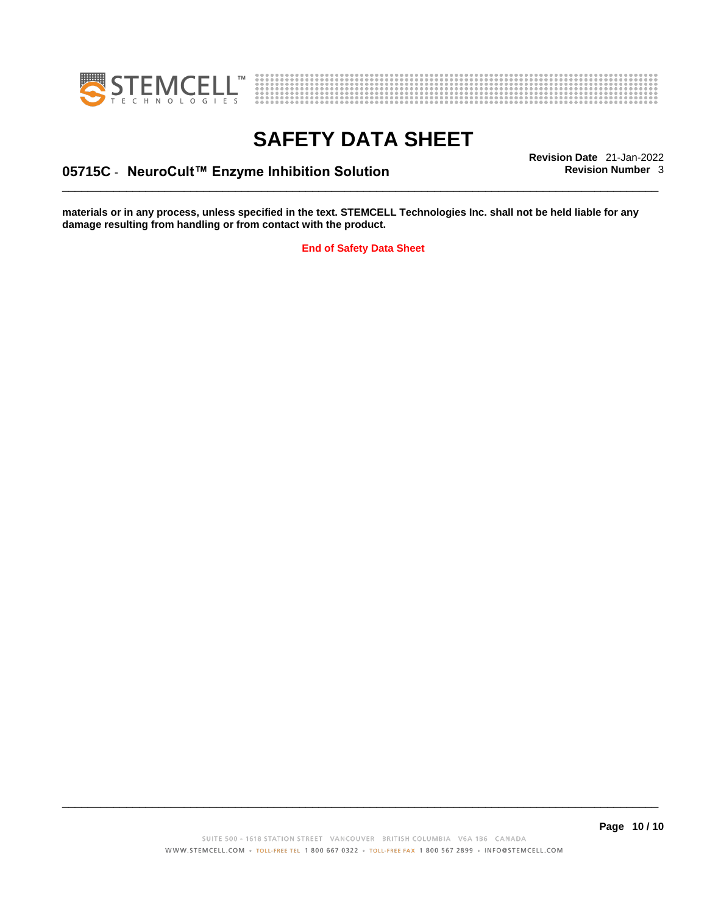**materials or in any process, unless specified in the text. STEMCELL Technologies Inc. shall not be held liable for any damage resulting from handling or from contact with the product.**

**End of Safety Data Sheet**